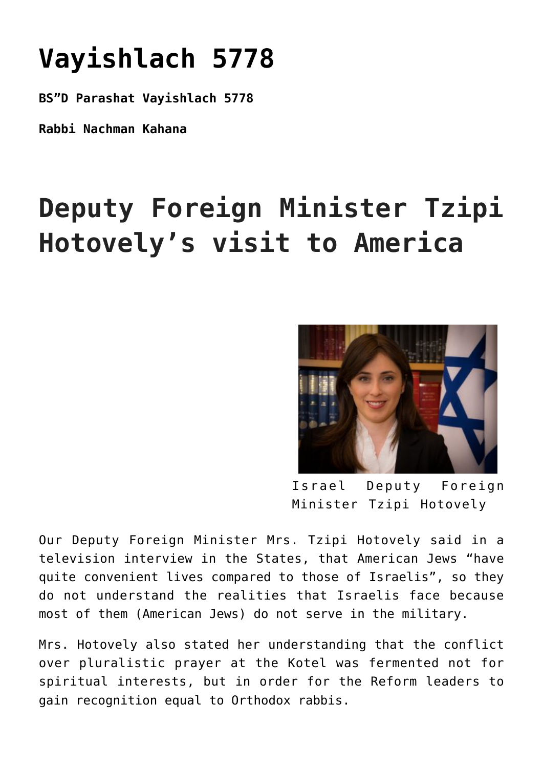# Vayishlach 5778

**BS"D Parashat Vayishlach 5778**

**Rabbi Nachman Kahana**

## Deputy Foreign Minister Tzipi Hotovely's visit to America

Israel Deputy Foreign Minister Tzipi Hotovely

Our Deputy Foreign Minister Mrs. Tzipi Hotovely said in a television interview in the States, that American Jews "have quite convenient lives compared to those of Israelis", so they do not understand the realities that Israelis face because most of them (American Jews) do not serve in the military.

Mrs. Hotovely also stated her understanding that the conflict over pluralistic prayer at the Kotel was fermented not for spiritual interests, but in order for the Reform leaders to gain recognition equal to Orthodox rabbis.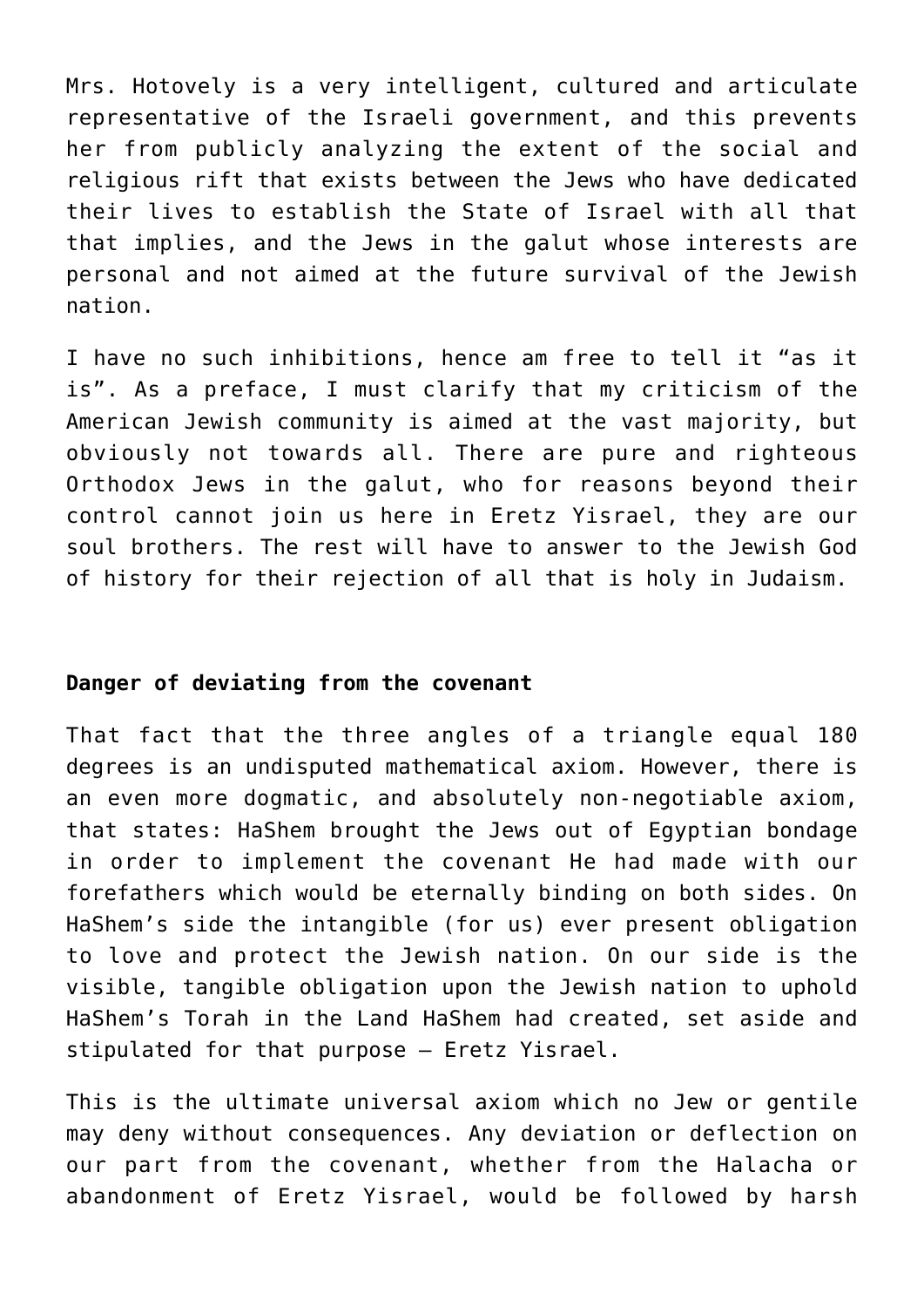Mrs. Hotovely is a very intelligent, cultured and articulate representative of the Israeli government, and this prevents her from publicly analyzing the extent of the social and religious rift that exists between the Jews who have dedicated their lives to establish the State of Israel with all that that implies, and the Jews in the galut whose interests are personal and not aimed at the future survival of the Jewish nation.

I have no such inhibitions, hence am free to tell it "as it is". As a preface, I must clarify that my criticism of the American Jewish community is aimed at the vast majority, but obviously not towards all. There are pure and righteous Orthodox Jews in the galut, who for reasons beyond their control cannot join us here in Eretz Yisrael, they are our soul brothers. The rest will have to answer to the Jewish God of history for their rejection of all that is holy in Judaism.

**Danger of deviating from the covenant**

That fact that the three angles of a triangle equal 180 degrees is an undisputed mathematical axiom. However, there is an even more dogmatic, and absolutely non-negotiable axiom, that states: HaShem brought the Jews out of Egyptian bondage in order to implement the covenant He had made with our forefathers which would be eternally binding on both sides. On HaShem's side the intangible (for us) ever present obligation to love and protect the Jewish nation. On our side is the visible, tangible obligation upon the Jewish nation to uphold HaShem's Torah in the Land HaShem had created, set aside and stipulated for that purpose – Eretz Yisrael.

This is the ultimate universal axiom which no Jew or gentile may deny without consequences. Any deviation or deflection on our part from the covenant, whether from the Halacha or abandonment of Eretz Yisrael, would be followed by harsh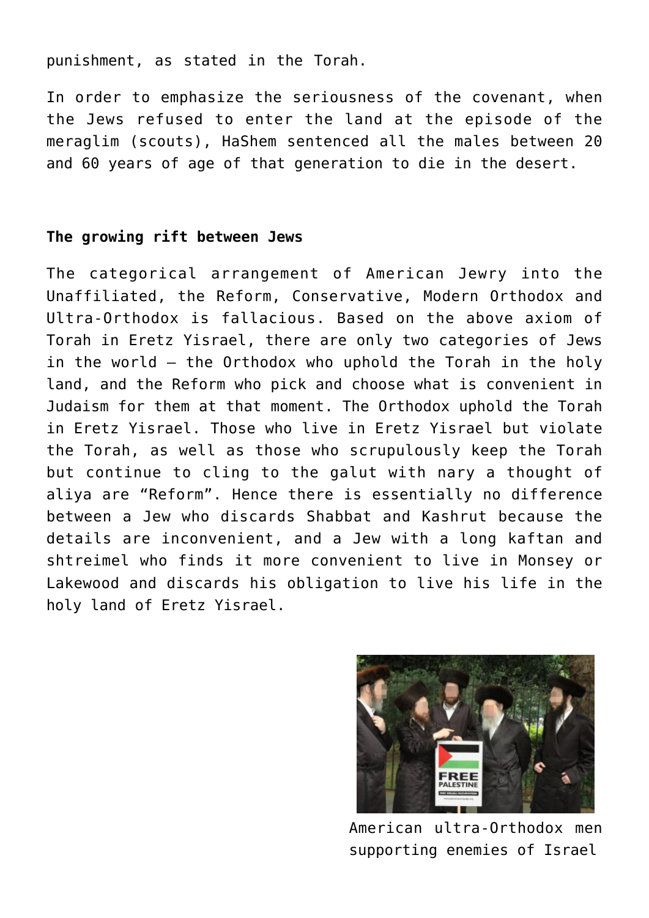punishment, as stated in the Torah.

In order to emphasize the seriousness of the covenant, when the Jews refused to enter the land at the episode of the meraglim (scouts), HaShem sentenced all the males between 20 and 60 years of age of that generation to die in the desert.

**The growing rift between Jews**

The categorical arrangement of American Jewry into the Unaffiliated, the Reform, Conservative, Modern Orthodox and Ultra-Orthodox is fallacious. Based on the above axiom of Torah in Eretz Yisrael, there are only two categories of Jews in the world – the Orthodox who uphold the Torah in the holy land, and the Reform who pick and choose what is convenient in Judaism for them at that moment. The Orthodox uphold the Torah in Eretz Yisrael. Those who live in Eretz Yisrael but violate the Torah, as well as those who scrupulously keep the Torah but continue to cling to the galut with nary a thought of aliya are "Reform". Hence there is essentially no difference between a Jew who discards Shabbat and Kashrut because the details are inconvenient, and a Jew with a long kaftan and shtreimel who finds it more convenient to live in Monsey or Lakewood and discards his obligation to live his life in the holy land of Eretz Yisrael.

American ultra-Orthodox men supporting enemies of Israel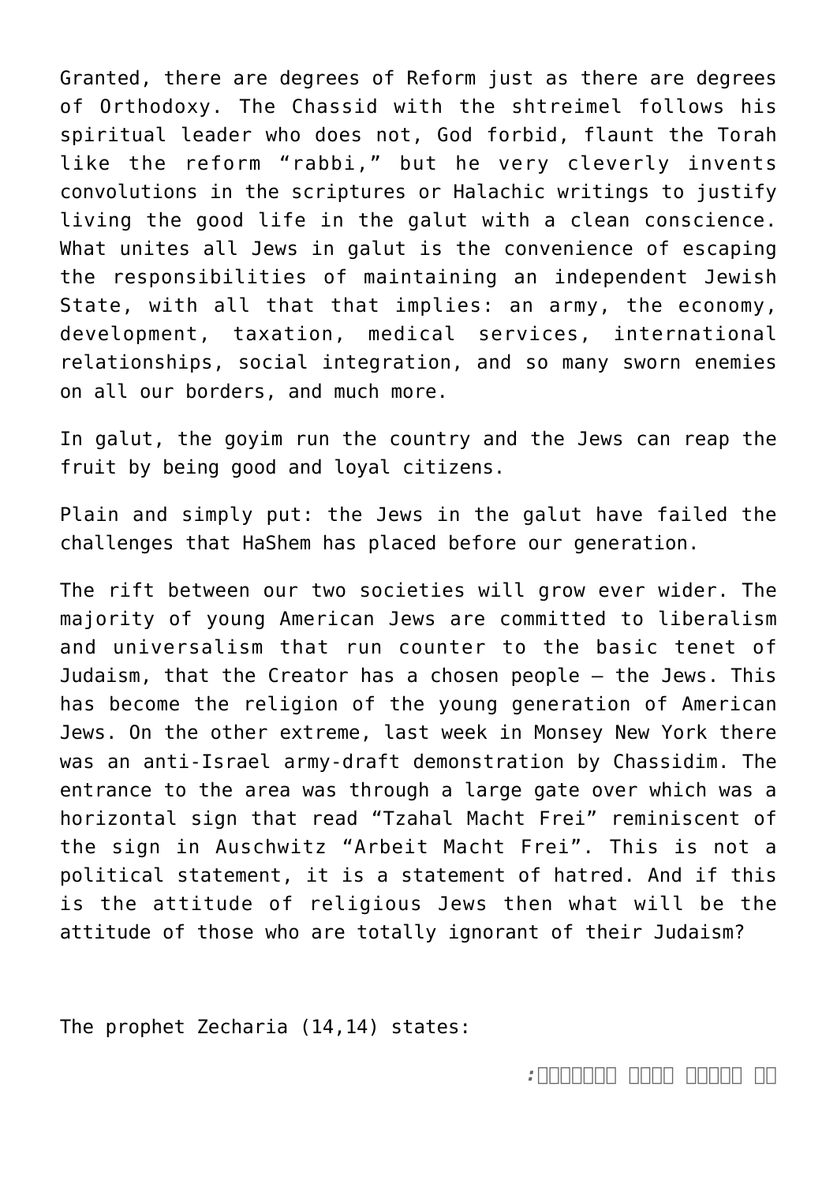Granted, there are degrees of Reform just as there are degrees of Orthodoxy. The Chassid with the shtreimel follows his spiritual leader who does not, God forbid, flaunt the Torah like the reform "rabbi," but he very cleverly invents convolutions in the scriptures or Halachic writings to justify living the good life in the galut with a clean conscience. What unites all Jews in galut is the convenience of escaping the responsibilities of maintaining an independent Jewish State, with all that that implies: an army, the economy, development, taxation, medical services, international relationships, social integration, and so many sworn enemies on all our borders, and much more.

In galut, the goyim run the country and the Jews can reap the fruit by being good and loyal citizens.

Plain and simply put: the Jews in the galut have failed the challenges that HaShem has placed before our generation.

The rift between our two societies will grow ever wider. The majority of young American Jews are committed to liberalism and universalism that run counter to the basic tenet of Judaism, that the Creator has a chosen people – the Jews. This has become the religion of the young generation of American Jews. On the other extreme, last week in Monsey New York there was an anti-Israel army-draft demonstration by Chassidim. The entrance to the area was through a large gate over which was a horizontal sign that read "Tzahal Macht Frei" reminiscent of the sign in Auschwitz "Arbeit Macht Frei". This is not a political statement, it is a statement of hatred. And if this is the attitude of religious Jews then what will be the attitude of those who are totally ignorant of their Judaism?

The prophet Zecharia (14,14) states: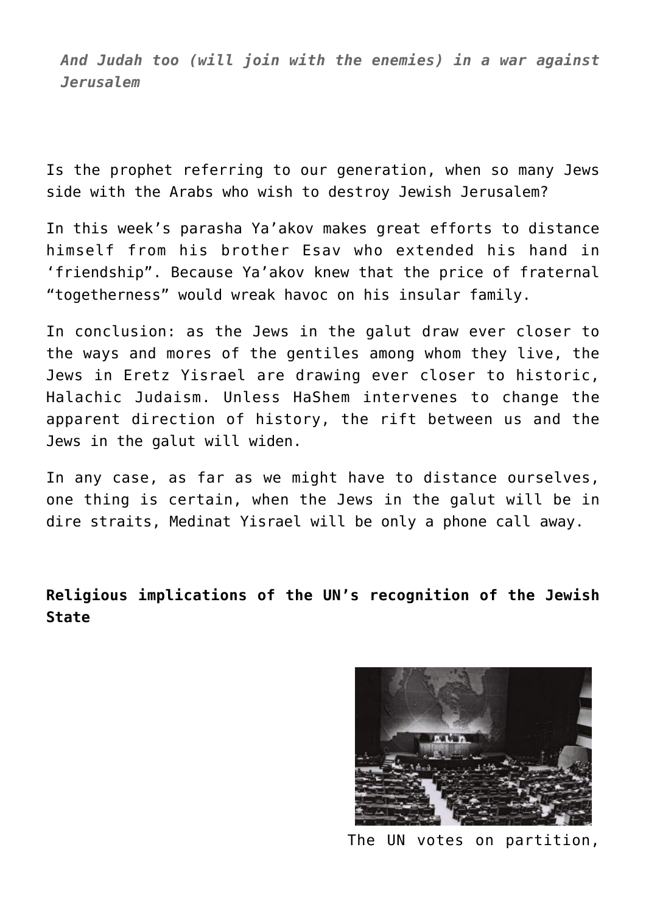*And Judah too (will join with the enemies) in a war against Jerusalem*

Is the prophet referring to our generation, when so many Jews side with the Arabs who wish to destroy Jewish Jerusalem?

In this week's parasha Ya'akov makes great efforts to distance himself from his brother Esav who extended his hand in 'friendship". Because Ya'akov knew that the price of fraternal "togetherness" would wreak havoc on his insular family.

In conclusion: as the Jews in the galut draw ever closer to the ways and mores of the gentiles among whom they live, the Jews in Eretz Yisrael are drawing ever closer to historic, Halachic Judaism. Unless HaShem intervenes to change the apparent direction of history, the rift between us and the Jews in the galut will widen.

In any case, as far as we might have to distance ourselves, one thing is certain, when the Jews in the galut will be in dire straits, Medinat Yisrael will be only a phone call away.

**Religious implications of the UN's recognition of the Jewish State**

The UN votes on partition,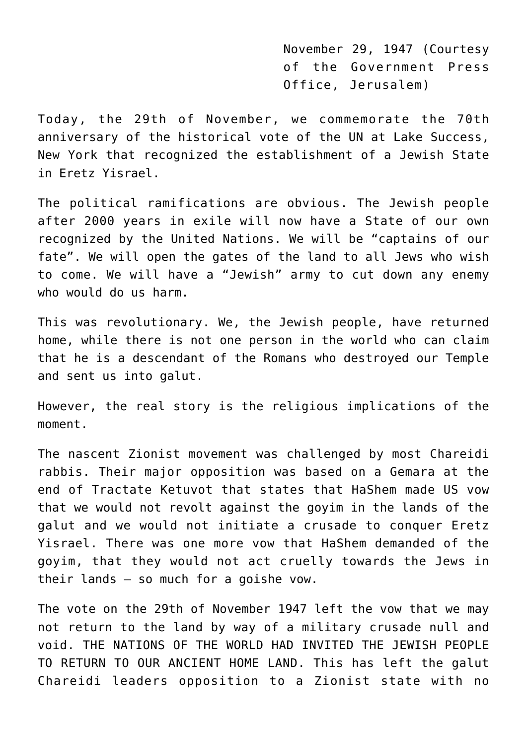November 29, 1947 (Courtesy of the Government Press Office, Jerusalem)

Today, the 29th of November, we commemorate the 70th anniversary of the historical vote of the UN at Lake Success, New York that recognized the establishment of a Jewish State in Eretz Yisrael.

The political ramifications are obvious. The Jewish people after 2000 years in exile will now have a State of our own recognized by the United Nations. We will be "captains of our fate". We will open the gates of the land to all Jews who wish to come. We will have a "Jewish" army to cut down any enemy who would do us harm.

This was revolutionary. We, the Jewish people, have returned home, while there is not one person in the world who can claim that he is a descendant of the Romans who destroyed our Temple and sent us into galut.

However, the real story is the religious implications of the moment.

The nascent Zionist movement was challenged by most Chareidi rabbis. Their major opposition was based on a Gemara at the end of Tractate Ketuvot that states that HaShem made US vow that we would not revolt against the goyim in the lands of the galut and we would not initiate a crusade to conquer Eretz Yisrael. There was one more vow that HaShem demanded of the goyim, that they would not act cruelly towards the Jews in their lands – so much for a goishe vow.

The vote on the 29th of November 1947 left the vow that we may not return to the land by way of a military crusade null and void. THE NATIONS OF THE WORLD HAD INVITED THE JEWISH PEOPLE TO RETURN TO OUR ANCIENT HOME LAND. This has left the galut Chareidi leaders opposition to a Zionist state with no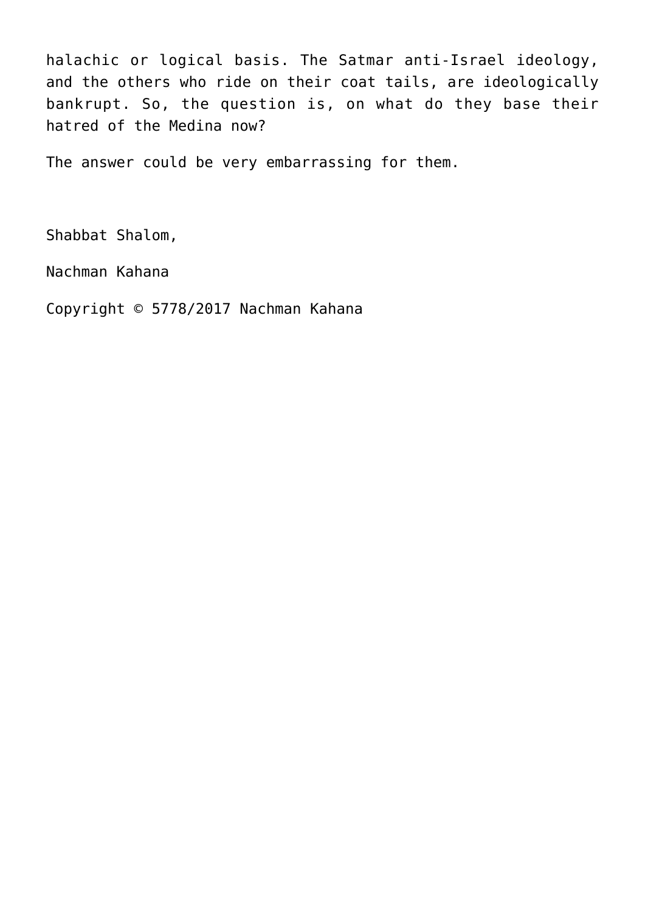halachic or logical basis. The Satmar anti-Israel ideology, and the others who ride on their coat tails, are ideologically bankrupt. So, the question is, on what do they base their hatred of the Medina now?

The answer could be very embarrassing for them.

Shabbat Shalom,

Nachman Kahana

Copyright © 5778/2017 Nachman Kahana